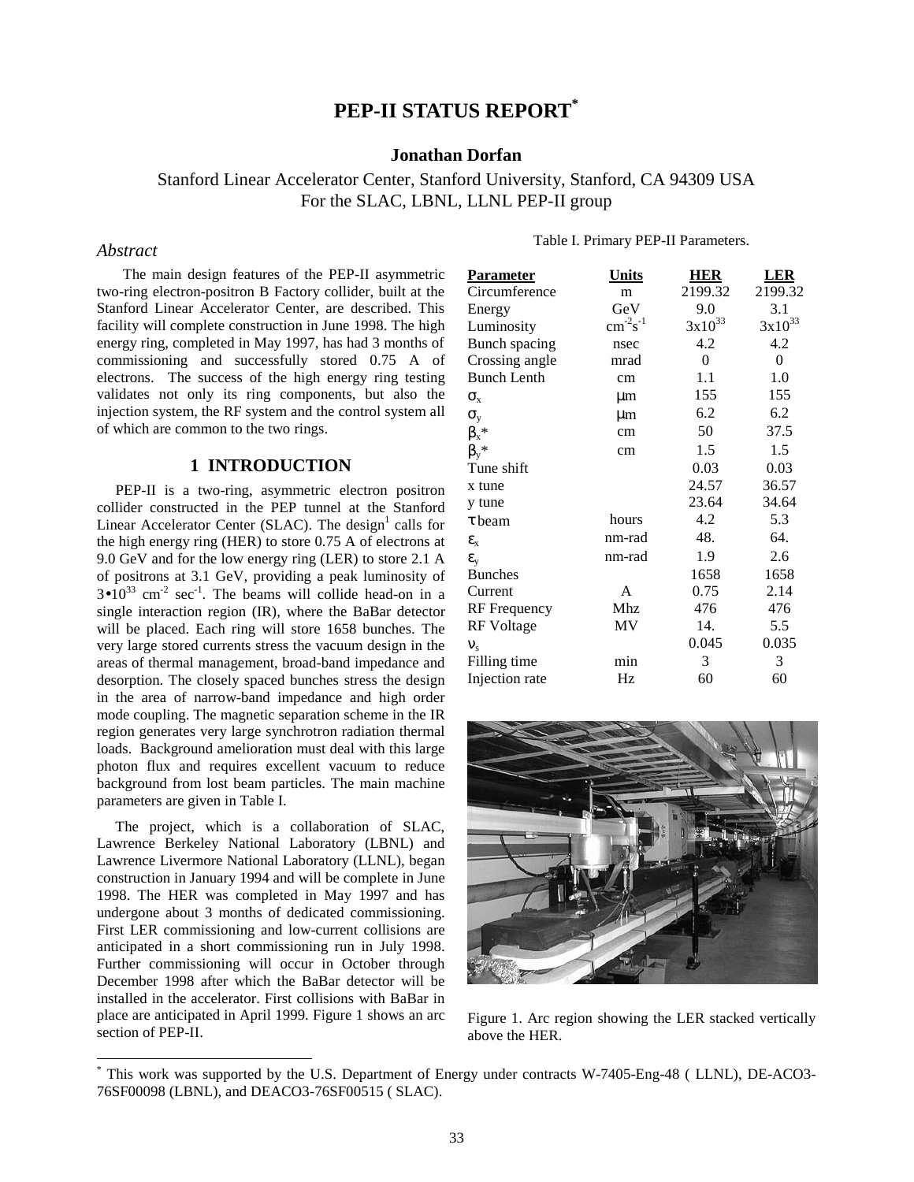# PEP-II STATUS REPORT*

**Jonathan Dorfan**

Stanford Linear Accelerator Center, Stanford University, Stanford, CA 94309 USA
For the SLAC, LBNL, LLNL PEP-II group

### *Abstract*

The main design features of the PEP-II asymmetric two-ring electron-positron B Factory collider, built at the Stanford Linear Accelerator Center, are described. This facility will complete construction in June 1998. The high energy ring, completed in May 1997, has had 3 months of commissioning and successfully stored 0.75 A of electrons. The success of the high energy ring testing validates not only its ring components, but also the injection system, the RF system and the control system all of which are common to the two rings.

## 1 INTRODUCTION

PEP-II is a two-ring, asymmetric electron positron collider constructed in the PEP tunnel at the Stanford Linear Accelerator Center (SLAC). The design[1] calls for the high energy ring (HER) to store 0.75 A of electrons at 9.0 GeV and for the low energy ring (LER) to store 2.1 A of positrons at 3.1 GeV, providing a peak luminosity of $3 \bullet 10^{33}$ $cm^{-2}$ $sec^{-1}$. The beams will collide head-on in a single interaction region (IR), where the BaBar detector will be placed. Each ring will store 1658 bunches. The very large stored currents stress the vacuum design in the areas of thermal management, broad-band impedance and desorption. The closely spaced bunches stress the design in the area of narrow-band impedance and high order mode coupling. The magnetic separation scheme in the IR region generates very large synchrotron radiation thermal loads. Background amelioration must deal with this large photon flux and requires excellent vacuum to reduce background from lost beam particles. The main machine parameters are given in Table I.

The project, which is a collaboration of SLAC, Lawrence Berkeley National Laboratory (LBNL) and Lawrence Livermore National Laboratory (LLNL), began construction in January 1994 and will be complete in June 1998. The HER was completed in May 1997 and has undergone about 3 months of dedicated commissioning. First LER commissioning and low-current collisions are anticipated in a short commissioning run in July 1998. Further commissioning will occur in October through December 1998 after which the BaBar detector will be installed in the accelerator. First collisions with BaBar in place are anticipated in April 1999. Figure 1 shows an arc section of PEP-II.

Table I. Primary PEP-II Parameters.

| Parameter | Units | HER | LER |
|---|---|---|---|
| Circumference | m | 2199.32 | 2199.32 |
| Energy | GeV | 9.0 | 3.1 |
| Luminosity | $cm^{-2}s^{-1}$ | $3x10^{33}$ | $3x10^{33}$ |
| Bunch spacing | nsec | 4.2 | 4.2 |
| Crossing angle | mrad | 0 | 0 |
| Bunch Lenth | cm | 1.1 | 1.0 |
| $\sigma_x$ | μm | 155 | 155 |
| $\sigma_y$ | μm | 6.2 | 6.2 |
| $\beta_x$* | cm | 50 | 37.5 |
| $\beta_y$* | cm | 1.5 | 1.5 |
| Tune shift | | 0.03 | 0.03 |
| x tune | | 24.57 | 36.57 |
| y tune | | 23.64 | 34.64 |
| τ beam | hours | 4.2 | 5.3 |
| $\varepsilon_x$ | nm-rad | 48. | 64. |
| $\varepsilon_y$ | nm-rad | 1.9 | 2.6 |
| Bunches | | 1658 | 1658 |
| Current | A | 0.75 | 2.14 |
| RF Frequency | Mhz | 476 | 476 |
| RF Voltage | MV | 14. | 5.5 |
| $\nu_s$ | | 0.045 | 0.035 |
| Filling time | min | 3 | 3 |
| Injection rate | Hz | 60 | 60 |

Figure 1. Arc region showing the LER stacked vertically above the HER.

---

* This work was supported by the U.S. Department of Energy under contracts W-7405-Eng-48 ( LLNL), DE-ACO3-76SF00098 (LBNL), and DEACO3-76SF00515 ( SLAC).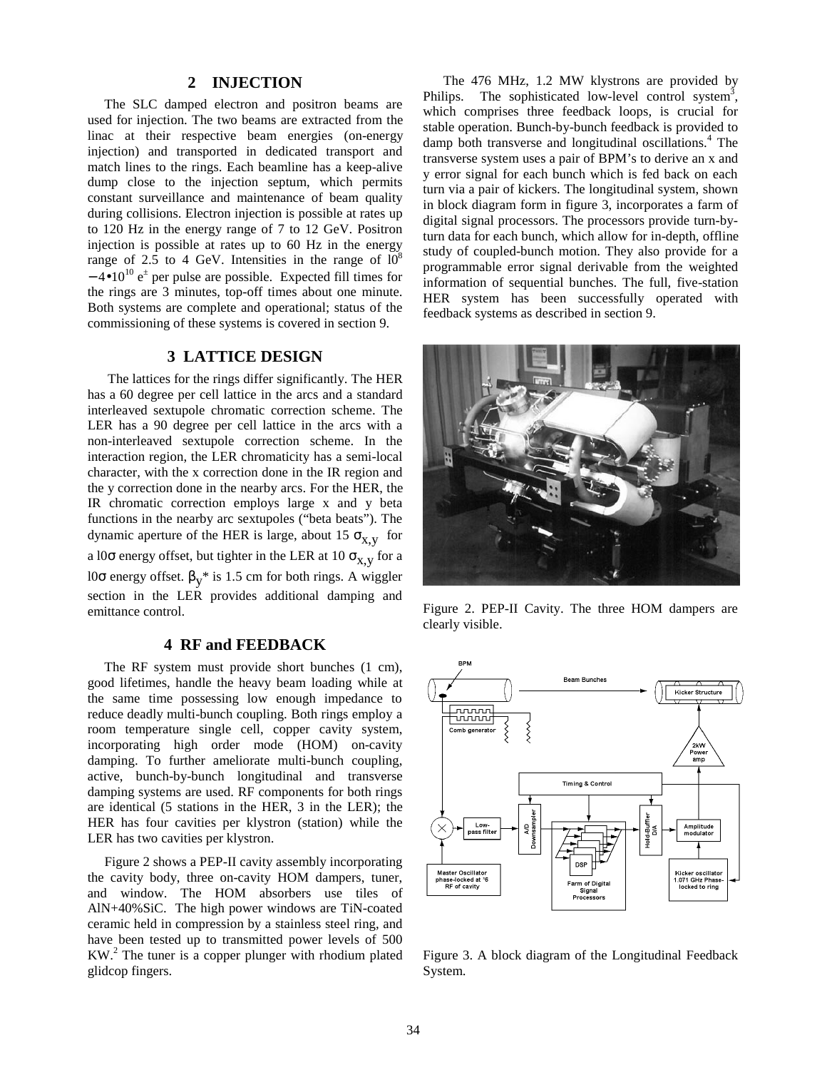## 2 INJECTION

The SLC damped electron and positron beams are used for injection. The two beams are extracted from the linac at their respective beam energies (on-energy injection) and transported in dedicated transport and match lines to the rings. Each beamline has a keep-alive dump close to the injection septum, which permits constant surveillance and maintenance of beam quality during collisions. Electron injection is possible at rates up to 120 Hz in the energy range of 7 to 12 GeV. Positron injection is possible at rates up to 60 Hz in the energy range of 2.5 to 4 GeV. Intensities in the range of $10^8 - 4 \bullet 10^{10}$ $e^{\pm}$ per pulse are possible. Expected fill times for the rings are 3 minutes, top-off times about one minute. Both systems are complete and operational; status of the commissioning of these systems is covered in section 9.

## 3 LATTICE DESIGN

The lattices for the rings differ significantly. The HER has a 60 degree per cell lattice in the arcs and a standard interleaved sextupole chromatic correction scheme. The LER has a 90 degree per cell lattice in the arcs with a non-interleaved sextupole correction scheme. In the interaction region, the LER chromaticity has a semi-local character, with the x correction done in the IR region and the y correction done in the nearby arcs. For the HER, the IR chromatic correction employs large x and y beta functions in the nearby arc sextupoles ("beta beats"). The dynamic aperture of the HER is large, about 15 $\sigma_{x,y}$ for a 10$\sigma$ energy offset, but tighter in the LER at 10 $\sigma_{x,y}$ for a 10$\sigma$ energy offset. $\beta_y$* is 1.5 cm for both rings. A wiggler section in the LER provides additional damping and emittance control.

## 4 RF and FEEDBACK

The RF system must provide short bunches (1 cm), good lifetimes, handle the heavy beam loading while at the same time possessing low enough impedance to reduce deadly multi-bunch coupling. Both rings employ a room temperature single cell, copper cavity system, incorporating high order mode (HOM) on-cavity damping. To further ameliorate multi-bunch coupling, active, bunch-by-bunch longitudinal and transverse damping systems are used. RF components for both rings are identical (5 stations in the HER, 3 in the LER); the HER has four cavities per klystron (station) while the LER has two cavities per klystron.

Figure 2 shows a PEP-II cavity assembly incorporating the cavity body, three on-cavity HOM dampers, tuner, and window. The HOM absorbers use tiles of AlN+40%SiC. The high power windows are TiN-coated ceramic held in compression by a stainless steel ring, and have been tested up to transmitted power levels of 500 KW.[2] The tuner is a copper plunger with rhodium plated glidcop fingers.

The 476 MHz, 1.2 MW klystrons are provided by Philips. The sophisticated low-level control system[3], which comprises three feedback loops, is crucial for stable operation. Bunch-by-bunch feedback is provided to damp both transverse and longitudinal oscillations.[4] The transverse system uses a pair of BPM's to derive an x and y error signal for each bunch which is fed back on each turn via a pair of kickers. The longitudinal system, shown in block diagram form in figure 3, incorporates a farm of digital signal processors. The processors provide turn-by-turn data for each bunch, which allow for in-depth, offline study of coupled-bunch motion. They also provide for a programmable error signal derivable from the weighted information of sequential bunches. The full, five-station HER system has been successfully operated with feedback systems as described in section 9.

Figure 2. PEP-II Cavity. The three HOM dampers are clearly visible.

Figure 3. A block diagram of the Longitudinal Feedback System.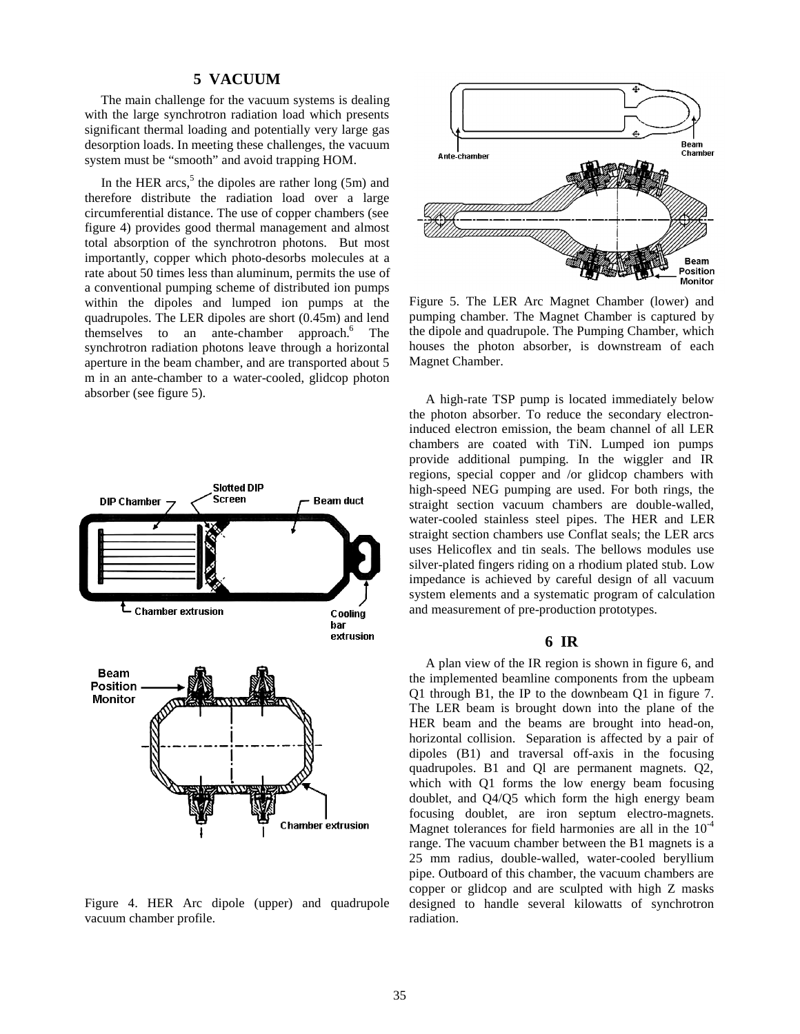## 5 VACUUM

The main challenge for the vacuum systems is dealing with the large synchrotron radiation load which presents significant thermal loading and potentially very large gas desorption loads. In meeting these challenges, the vacuum system must be "smooth" and avoid trapping HOM.

In the HER arcs,[5] the dipoles are rather long (5m) and therefore distribute the radiation load over a large circumferential distance. The use of copper chambers (see figure 4) provides good thermal management and almost total absorption of the synchrotron photons. But most importantly, copper which photo-desorbs molecules at a rate about 50 times less than aluminum, permits the use of a conventional pumping scheme of distributed ion pumps within the dipoles and lumped ion pumps at the quadrupoles. The LER dipoles are short (0.45m) and lend themselves to an ante-chamber approach.[6] The synchrotron radiation photons leave through a horizontal aperture in the beam chamber, and are transported about 5 m in an ante-chamber to a water-cooled, glidcop photon absorber (see figure 5).

Figure 4. HER Arc dipole (upper) and quadrupole vacuum chamber profile.

Figure 5. The LER Arc Magnet Chamber (lower) and pumping chamber. The Magnet Chamber is captured by the dipole and quadrupole. The Pumping Chamber, which houses the photon absorber, is downstream of each Magnet Chamber.

A high-rate TSP pump is located immediately below the photon absorber. To reduce the secondary electron-induced electron emission, the beam channel of all LER chambers are coated with TiN. Lumped ion pumps provide additional pumping. In the wiggler and IR regions, special copper and /or glidcop chambers with high-speed NEG pumping are used. For both rings, the straight section vacuum chambers are double-walled, water-cooled stainless steel pipes. The HER and LER straight section chambers use Conflat seals; the LER arcs uses Helicoflex and tin seals. The bellows modules use silver-plated fingers riding on a rhodium plated stub. Low impedance is achieved by careful design of all vacuum system elements and a systematic program of calculation and measurement of pre-production prototypes.

## 6 IR

A plan view of the IR region is shown in figure 6, and the implemented beamline components from the upbeam Q1 through B1, the IP to the downbeam Q1 in figure 7. The LER beam is brought down into the plane of the HER beam and the beams are brought into head-on, horizontal collision. Separation is affected by a pair of dipoles (B1) and traversal off-axis in the focusing quadrupoles. B1 and Ql are permanent magnets. Q2, which with Q1 forms the low energy beam focusing doublet, and Q4/Q5 which form the high energy beam focusing doublet, are iron septum electro-magnets. Magnet tolerances for field harmonies are all in the $10^{-4}$ range. The vacuum chamber between the B1 magnets is a 25 mm radius, double-walled, water-cooled beryllium pipe. Outboard of this chamber, the vacuum chambers are copper or glidcop and are sculpted with high Z masks designed to handle several kilowatts of synchrotron radiation.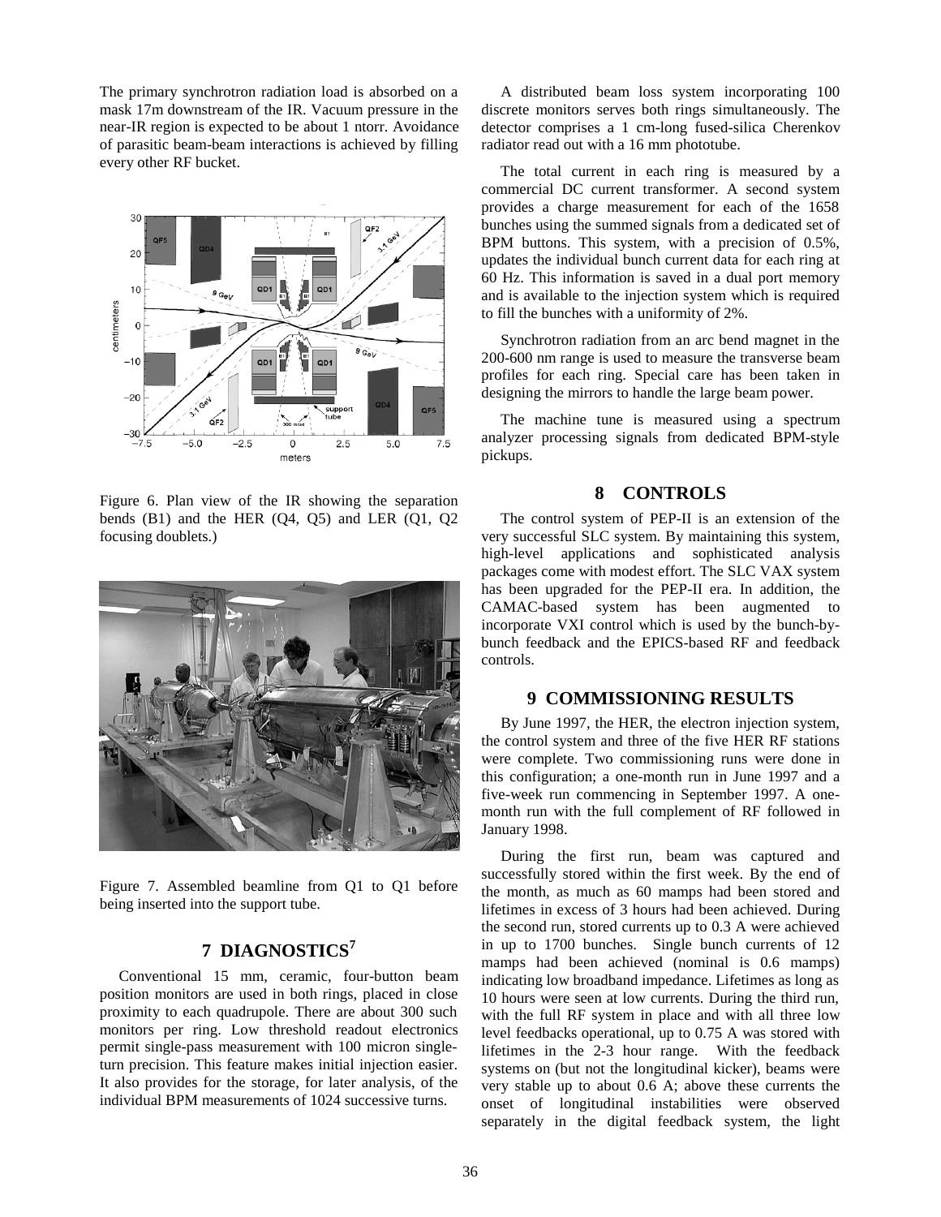The primary synchrotron radiation load is absorbed on a mask 17m downstream of the IR. Vacuum pressure in the near-IR region is expected to be about 1 ntorr. Avoidance of parasitic beam-beam interactions is achieved by filling every other RF bucket.

Figure 6. Plan view of the IR showing the separation bends (B1) and the HER (Q4, Q5) and LER (Q1, Q2 focusing doublets.)

Figure 7. Assembled beamline from Q1 to Q1 before being inserted into the support tube.

## 7 DIAGNOSTICS[7]

Conventional 15 mm, ceramic, four-button beam position monitors are used in both rings, placed in close proximity to each quadrupole. There are about 300 such monitors per ring. Low threshold readout electronics permit single-pass measurement with 100 micron single-turn precision. This feature makes initial injection easier. It also provides for the storage, for later analysis, of the individual BPM measurements of 1024 successive turns.

A distributed beam loss system incorporating 100 discrete monitors serves both rings simultaneously. The detector comprises a 1 cm-long fused-silica Cherenkov radiator read out with a 16 mm phototube.

The total current in each ring is measured by a commercial DC current transformer. A second system provides a charge measurement for each of the 1658 bunches using the summed signals from a dedicated set of BPM buttons. This system, with a precision of 0.5%, updates the individual bunch current data for each ring at 60 Hz. This information is saved in a dual port memory and is available to the injection system which is required to fill the bunches with a uniformity of 2%.

Synchrotron radiation from an arc bend magnet in the 200-600 nm range is used to measure the transverse beam profiles for each ring. Special care has been taken in designing the mirrors to handle the large beam power.

The machine tune is measured using a spectrum analyzer processing signals from dedicated BPM-style pickups.

## 8 CONTROLS

The control system of PEP-II is an extension of the very successful SLC system. By maintaining this system, high-level applications and sophisticated analysis packages come with modest effort. The SLC VAX system has been upgraded for the PEP-II era. In addition, the CAMAC-based system has been augmented to incorporate VXI control which is used by the bunch-by-bunch feedback and the EPICS-based RF and feedback controls.

## 9 COMMISSIONING RESULTS

By June 1997, the HER, the electron injection system, the control system and three of the five HER RF stations were complete. Two commissioning runs were done in this configuration; a one-month run in June 1997 and a five-week run commencing in September 1997. A one-month run with the full complement of RF followed in January 1998.

During the first run, beam was captured and successfully stored within the first week. By the end of the month, as much as 60 mamps had been stored and lifetimes in excess of 3 hours had been achieved. During the second run, stored currents up to 0.3 A were achieved in up to 1700 bunches. Single bunch currents of 12 mamps had been achieved (nominal is 0.6 mamps) indicating low broadband impedance. Lifetimes as long as 10 hours were seen at low currents. During the third run, with the full RF system in place and with all three low level feedbacks operational, up to 0.75 A was stored with lifetimes in the 2-3 hour range. With the feedback systems on (but not the longitudinal kicker), beams were very stable up to about 0.6 A; above these currents the onset of longitudinal instabilities were observed separately in the digital feedback system, the light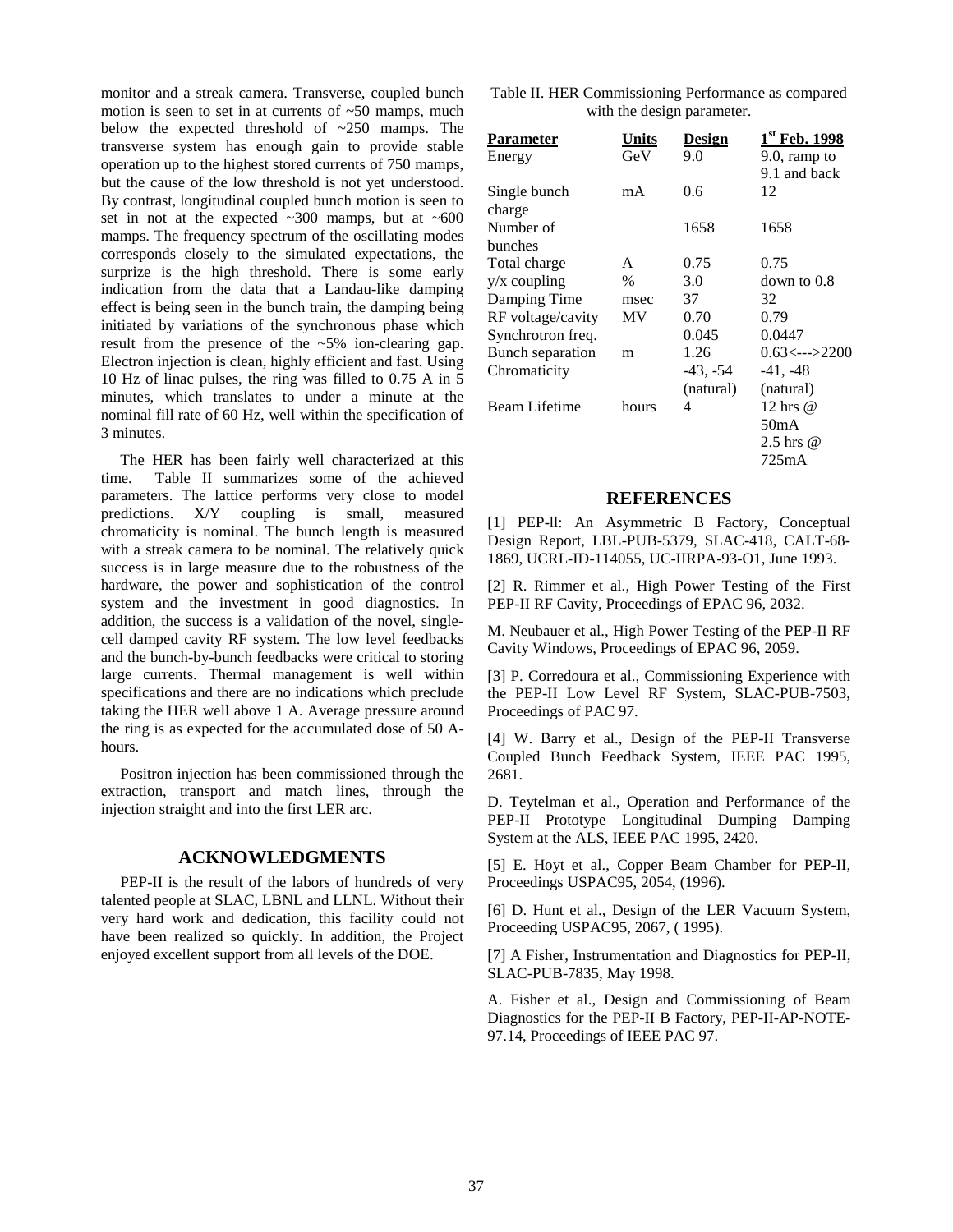monitor and a streak camera. Transverse, coupled bunch motion is seen to set in at currents of ~50 mamps, much below the expected threshold of ~250 mamps. The transverse system has enough gain to provide stable operation up to the highest stored currents of 750 mamps, but the cause of the low threshold is not yet understood. By contrast, longitudinal coupled bunch motion is seen to set in not at the expected ~300 mamps, but at ~600 mamps. The frequency spectrum of the oscillating modes corresponds closely to the simulated expectations, the surprize is the high threshold. There is some early indication from the data that a Landau-like damping effect is being seen in the bunch train, the damping being initiated by variations of the synchronous phase which result from the presence of the ~5% ion-clearing gap. Electron injection is clean, highly efficient and fast. Using 10 Hz of linac pulses, the ring was filled to 0.75 A in 5 minutes, which translates to under a minute at the nominal fill rate of 60 Hz, well within the specification of 3 minutes.

The HER has been fairly well characterized at this time. Table II summarizes some of the achieved parameters. The lattice performs very close to model predictions. X/Y coupling is small, measured chromaticity is nominal. The bunch length is measured with a streak camera to be nominal. The relatively quick success is in large measure due to the robustness of the hardware, the power and sophistication of the control system and the investment in good diagnostics. In addition, the success is a validation of the novel, single-cell damped cavity RF system. The low level feedbacks and the bunch-by-bunch feedbacks were critical to storing large currents. Thermal management is well within specifications and there are no indications which preclude taking the HER well above 1 A. Average pressure around the ring is as expected for the accumulated dose of 50 A-hours.

Positron injection has been commissioned through the extraction, transport and match lines, through the injection straight and into the first LER arc.

## ACKNOWLEDGMENTS

PEP-II is the result of the labors of hundreds of very talented people at SLAC, LBNL and LLNL. Without their very hard work and dedication, this facility could not have been realized so quickly. In addition, the Project enjoyed excellent support from all levels of the DOE.

Table II. HER Commissioning Performance as compared with the design parameter.

| Parameter | Units | Design | 1st Feb. 1998 |
|---|---|---|---|
| Energy | GeV | 9.0 | 9.0, ramp to 9.1 and back |
| Single bunch charge | mA | 0.6 | 12 |
| Number of bunches | | 1658 | 1658 |
| Total charge | A | 0.75 | 0.75 |
| y/x coupling | % | 3.0 | down to 0.8 |
| Damping Time | msec | 37 | 32 |
| RF voltage/cavity | MV | 0.70 | 0.79 |
| Synchrotron freq. | | 0.045 | 0.0447 |
| Bunch separation | m | 1.26 | 0.63<--->2200 |
| Chromaticity | | -43, -54 (natural) | -41, -48 (natural) |
| Beam Lifetime | hours | 4 | 12 hrs @ 50mA<br>2.5 hrs @ 725mA |

## REFERENCES

[1] PEP-ll: An Asymmetric B Factory, Conceptual Design Report, LBL-PUB-5379, SLAC-418, CALT-68-1869, UCRL-ID-114055, UC-IIRPA-93-O1, June 1993.

[2] R. Rimmer et al., High Power Testing of the First PEP-II RF Cavity, Proceedings of EPAC 96, 2032.

M. Neubauer et al., High Power Testing of the PEP-II RF Cavity Windows, Proceedings of EPAC 96, 2059.

[3] P. Corredoura et al., Commissioning Experience with the PEP-II Low Level RF System, SLAC-PUB-7503, Proceedings of PAC 97.

[4] W. Barry et al., Design of the PEP-II Transverse Coupled Bunch Feedback System, IEEE PAC 1995, 2681.

D. Teytelman et al., Operation and Performance of the PEP-II Prototype Longitudinal Dumping Damping System at the ALS, IEEE PAC 1995, 2420.

[5] E. Hoyt et al., Copper Beam Chamber for PEP-II, Proceedings USPAC95, 2054, (1996).

[6] D. Hunt et al., Design of the LER Vacuum System, Proceeding USPAC95, 2067, ( 1995).

[7] A Fisher, Instrumentation and Diagnostics for PEP-II, SLAC-PUB-7835, May 1998.

A. Fisher et al., Design and Commissioning of Beam Diagnostics for the PEP-II B Factory, PEP-II-AP-NOTE-97.14, Proceedings of IEEE PAC 97.